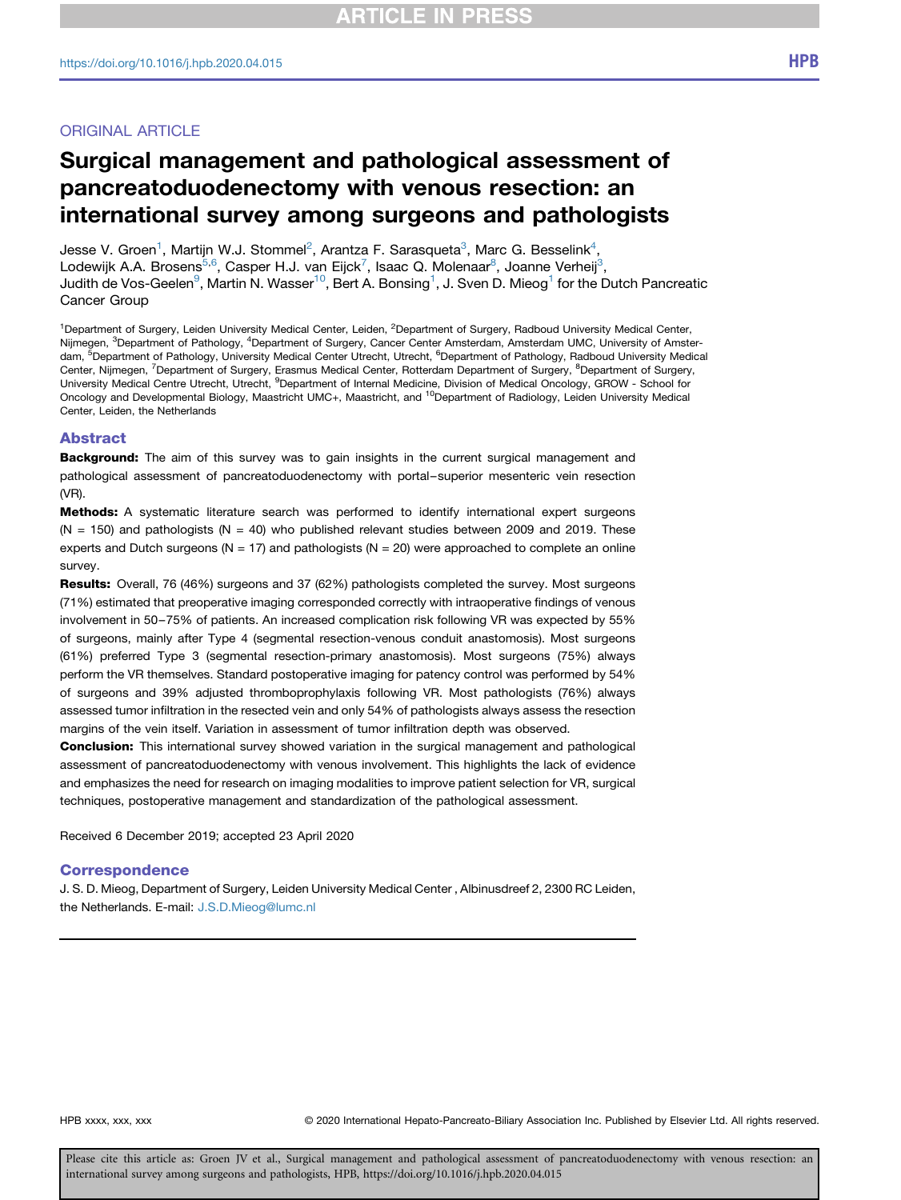ORIGINAL ARTICLE

# Surgical management and pathological assessment of pancreatoduodenectomy with venous resection: an international survey among surgeons and pathologists

Jesse V. Groen[1], Martijn W.J. Stommel[2], Arantza F. Sarasqueta[3], Marc G. Besselink[4], Lodewijk A.A. Brosens[5,6], Casper H.J. van Eijck[7], Isaac Q. Molenaar[8], Joanne Verheij[3], Judith de Vos-Geelen[9], Martin N. Wasser[10], Bert A. Bonsing[1], J. Sven D. Mieog[1] for the Dutch Pancreatic Cancer Group

[1]Department of Surgery, Leiden University Medical Center, Leiden, [2]Department of Surgery, Radboud University Medical Center, Nijmegen, [3]Department of Pathology, [4]Department of Surgery, Cancer Center Amsterdam, Amsterdam UMC, University of Amsterdam, [5]Department of Pathology, University Medical Center Utrecht, Utrecht, [6]Department of Pathology, Radboud University Medical Center, Nijmegen, [7]Department of Surgery, Erasmus Medical Center, Rotterdam Department of Surgery, [8]Department of Surgery, University Medical Centre Utrecht, Utrecht, [9]Department of Internal Medicine, Division of Medical Oncology, GROW - School for Oncology and Developmental Biology, Maastricht UMC+, Maastricht, and [10]Department of Radiology, Leiden University Medical Center, Leiden, the Netherlands

## Abstract

**Background:** The aim of this survey was to gain insights in the current surgical management and pathological assessment of pancreatoduodenectomy with portal–superior mesenteric vein resection (VR).

**Methods:** A systematic literature search was performed to identify international expert surgeons (N = 150) and pathologists (N = 40) who published relevant studies between 2009 and 2019. These experts and Dutch surgeons (N = 17) and pathologists (N = 20) were approached to complete an online survey.

**Results:** Overall, 76 (46%) surgeons and 37 (62%) pathologists completed the survey. Most surgeons (71%) estimated that preoperative imaging corresponded correctly with intraoperative findings of venous involvement in 50–75% of patients. An increased complication risk following VR was expected by 55% of surgeons, mainly after Type 4 (segmental resection-venous conduit anastomosis). Most surgeons (61%) preferred Type 3 (segmental resection-primary anastomosis). Most surgeons (75%) always perform the VR themselves. Standard postoperative imaging for patency control was performed by 54% of surgeons and 39% adjusted thromboprophylaxis following VR. Most pathologists (76%) always assessed tumor infiltration in the resected vein and only 54% of pathologists always assess the resection margins of the vein itself. Variation in assessment of tumor infiltration depth was observed.

**Conclusion:** This international survey showed variation in the surgical management and pathological assessment of pancreatoduodenectomy with venous involvement. This highlights the lack of evidence and emphasizes the need for research on imaging modalities to improve patient selection for VR, surgical techniques, postoperative management and standardization of the pathological assessment.

Received 6 December 2019; accepted 23 April 2020

## Correspondence

J. S. D. Mieog, Department of Surgery, Leiden University Medical Center , Albinusdreef 2, 2300 RC Leiden, the Netherlands. E-mail: J.S.D.Mieog@lumc.nl

© 2020 International Hepato-Pancreato-Biliary Association Inc. Published by Elsevier Ltd. All rights reserved.

Please cite this article as: Groen JV et al., Surgical management and pathological assessment of pancreatoduodenectomy with venous resection: an international survey among surgeons and pathologists, HPB, https://doi.org/10.1016/j.hpb.2020.04.015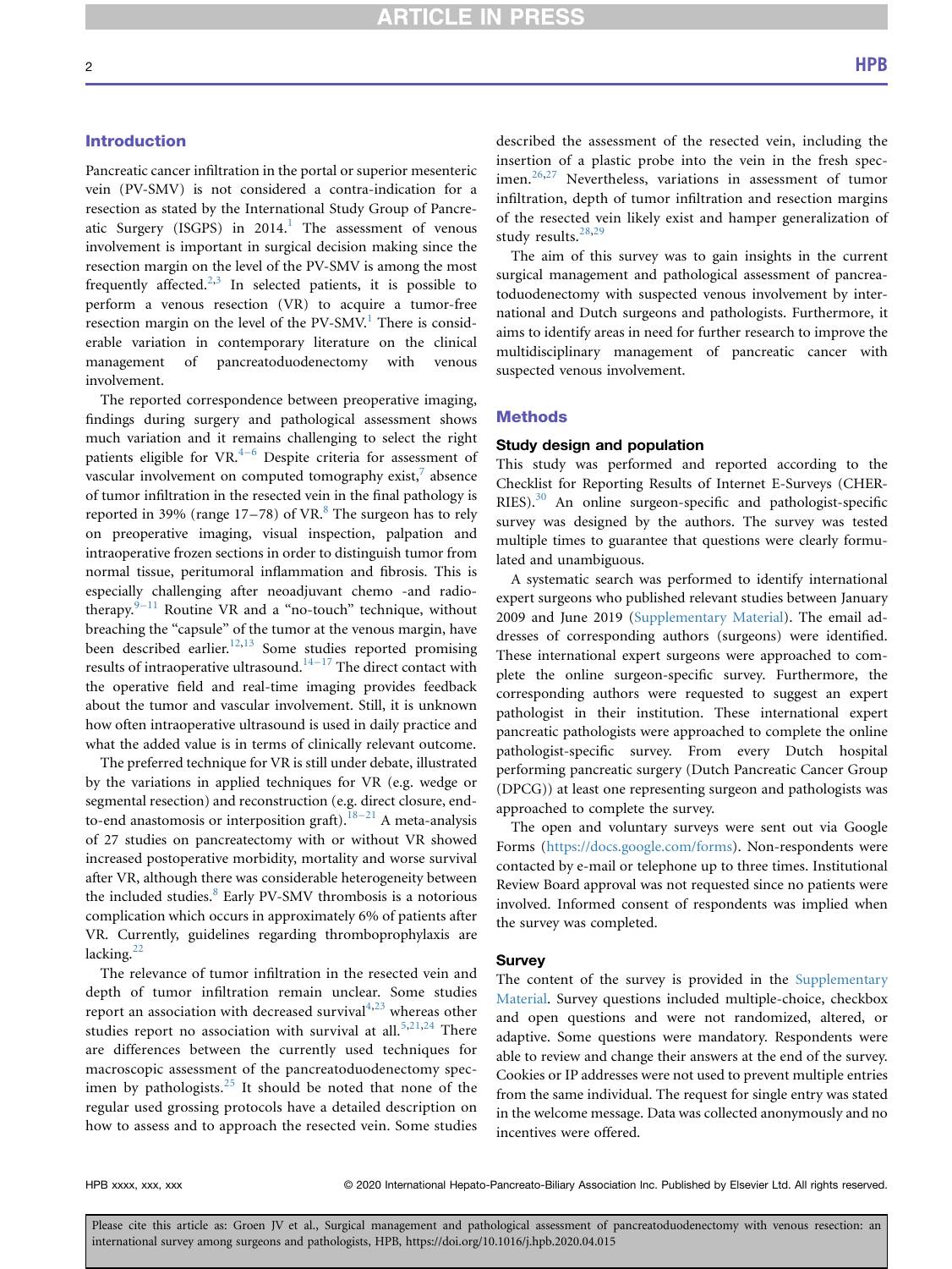## Introduction

Pancreatic cancer infiltration in the portal or superior mesenteric vein (PV-SMV) is not considered a contra-indication for a resection as stated by the International Study Group of Pancreatic Surgery (ISGPS) in 2014.[1] The assessment of venous involvement is important in surgical decision making since the resection margin on the level of the PV-SMV is among the most frequently affected.[2,3] In selected patients, it is possible to perform a venous resection (VR) to acquire a tumor-free resection margin on the level of the PV-SMV.[1] There is considerable variation in contemporary literature on the clinical management of pancreatoduodenectomy with venous involvement.

The reported correspondence between preoperative imaging, findings during surgery and pathological assessment shows much variation and it remains challenging to select the right patients eligible for VR.[4–6] Despite criteria for assessment of vascular involvement on computed tomography exist,[7] absence of tumor infiltration in the resected vein in the final pathology is reported in 39% (range 17–78) of VR.[8] The surgeon has to rely on preoperative imaging, visual inspection, palpation and intraoperative frozen sections in order to distinguish tumor from normal tissue, peritumoral inflammation and fibrosis. This is especially challenging after neoadjuvant chemo -and radiotherapy.[9–11] Routine VR and a "no-touch" technique, without breaching the "capsule" of the tumor at the venous margin, have been described earlier.[12,13] Some studies reported promising results of intraoperative ultrasound.[14–17] The direct contact with the operative field and real-time imaging provides feedback about the tumor and vascular involvement. Still, it is unknown how often intraoperative ultrasound is used in daily practice and what the added value is in terms of clinically relevant outcome.

The preferred technique for VR is still under debate, illustrated by the variations in applied techniques for VR (e.g. wedge or segmental resection) and reconstruction (e.g. direct closure, end-to-end anastomosis or interposition graft).[18–21] A meta-analysis of 27 studies on pancreatectomy with or without VR showed increased postoperative morbidity, mortality and worse survival after VR, although there was considerable heterogeneity between the included studies.[8] Early PV-SMV thrombosis is a notorious complication which occurs in approximately 6% of patients after VR. Currently, guidelines regarding thromboprophylaxis are lacking.[22]

The relevance of tumor infiltration in the resected vein and depth of tumor infiltration remain unclear. Some studies report an association with decreased survival[4,23] whereas other studies report no association with survival at all.[5,21,24] There are differences between the currently used techniques for macroscopic assessment of the pancreatoduodenectomy specimen by pathologists.[25] It should be noted that none of the regular used grossing protocols have a detailed description on how to assess and to approach the resected vein. Some studies described the assessment of the resected vein, including the insertion of a plastic probe into the vein in the fresh specimen.[26,27] Nevertheless, variations in assessment of tumor infiltration, depth of tumor infiltration and resection margins of the resected vein likely exist and hamper generalization of study results.[28,29]

The aim of this survey was to gain insights in the current surgical management and pathological assessment of pancreatoduodenectomy with suspected venous involvement by international and Dutch surgeons and pathologists. Furthermore, it aims to identify areas in need for further research to improve the multidisciplinary management of pancreatic cancer with suspected venous involvement.

## Methods

### Study design and population

This study was performed and reported according to the Checklist for Reporting Results of Internet E-Surveys (CHERRIES).[30] An online surgeon-specific and pathologist-specific survey was designed by the authors. The survey was tested multiple times to guarantee that questions were clearly formulated and unambiguous.

A systematic search was performed to identify international expert surgeons who published relevant studies between January 2009 and June 2019 (Supplementary Material). The email addresses of corresponding authors (surgeons) were identified. These international expert surgeons were approached to complete the online surgeon-specific survey. Furthermore, the corresponding authors were requested to suggest an expert pathologist in their institution. These international expert pancreatic pathologists were approached to complete the online pathologist-specific survey. From every Dutch hospital performing pancreatic surgery (Dutch Pancreatic Cancer Group (DPCG)) at least one representing surgeon and pathologists was approached to complete the survey.

The open and voluntary surveys were sent out via Google Forms (https://docs.google.com/forms). Non-respondents were contacted by e-mail or telephone up to three times. Institutional Review Board approval was not requested since no patients were involved. Informed consent of respondents was implied when the survey was completed.

### Survey

The content of the survey is provided in the Supplementary Material. Survey questions included multiple-choice, checkbox and open questions and were not randomized, altered, or adaptive. Some questions were mandatory. Respondents were able to review and change their answers at the end of the survey. Cookies or IP addresses were not used to prevent multiple entries from the same individual. The request for single entry was stated in the welcome message. Data was collected anonymously and no incentives were offered.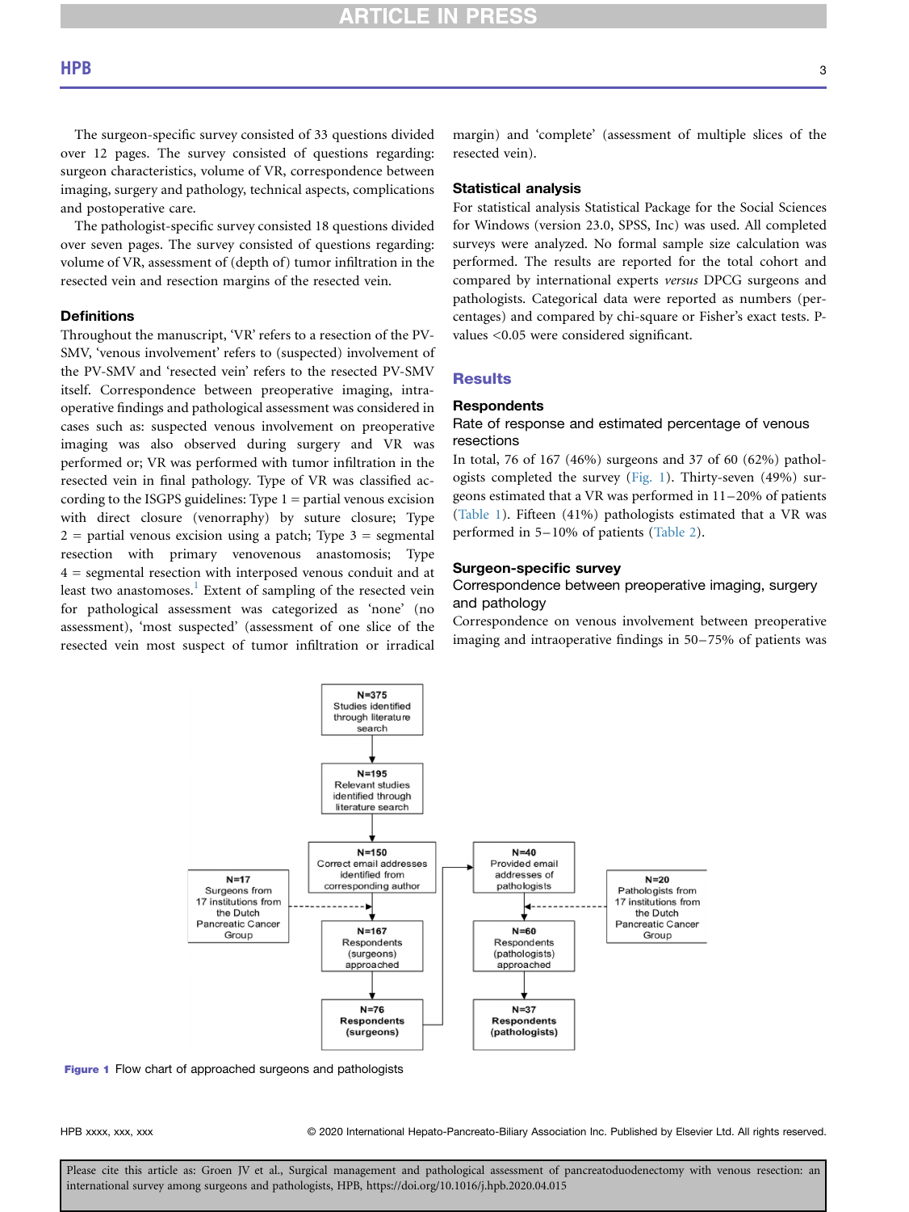The surgeon-specific survey consisted of 33 questions divided over 12 pages. The survey consisted of questions regarding: surgeon characteristics, volume of VR, correspondence between imaging, surgery and pathology, technical aspects, complications and postoperative care.

The pathologist-specific survey consisted 18 questions divided over seven pages. The survey consisted of questions regarding: volume of VR, assessment of (depth of) tumor infiltration in the resected vein and resection margins of the resected vein.

### Definitions

Throughout the manuscript, 'VR' refers to a resection of the PV-SMV, 'venous involvement' refers to (suspected) involvement of the PV-SMV and 'resected vein' refers to the resected PV-SMV itself. Correspondence between preoperative imaging, intraoperative findings and pathological assessment was considered in cases such as: suspected venous involvement on preoperative imaging was also observed during surgery and VR was performed or; VR was performed with tumor infiltration in the resected vein in final pathology. Type of VR was classified according to the ISGPS guidelines: Type 1 = partial venous excision with direct closure (venorraphy) by suture closure; Type 2 = partial venous excision using a patch; Type 3 = segmental resection with primary venovenous anastomosis; Type 4 = segmental resection with interposed venous conduit and at least two anastomoses.[1] Extent of sampling of the resected vein for pathological assessment was categorized as 'none' (no assessment), 'most suspected' (assessment of one slice of the resected vein most suspect of tumor infiltration or irradical margin) and 'complete' (assessment of multiple slices of the resected vein).

### Statistical analysis

For statistical analysis Statistical Package for the Social Sciences for Windows (version 23.0, SPSS, Inc) was used. All completed surveys were analyzed. No formal sample size calculation was performed. The results are reported for the total cohort and compared by international experts *versus* DPCG surgeons and pathologists. Categorical data were reported as numbers (percentages) and compared by chi-square or Fisher's exact tests. P-values <0.05 were considered significant.

## Results

### Respondents

#### Rate of response and estimated percentage of venous resections

In total, 76 of 167 (46%) surgeons and 37 of 60 (62%) pathologists completed the survey (Fig. 1). Thirty-seven (49%) surgeons estimated that a VR was performed in 11–20% of patients (Table 1). Fifteen (41%) pathologists estimated that a VR was performed in 5–10% of patients (Table 2).

### Surgeon-specific survey

#### Correspondence between preoperative imaging, surgery and pathology

Correspondence on venous involvement between preoperative imaging and intraoperative findings in 50–75% of patients was

N=375 Studies identified through literature search → N=195 Relevant studies identified through literature search → N=150 Correct email addresses identified from corresponding author → N=167 Respondents (surgeons) approached → N=76 Respondents (surgeons)

N=17 Surgeons from 17 institutions from the Dutch Pancreatic Cancer Group → N=167 Respondents (surgeons) approached

N=76 Respondents (surgeons) → N=40 Provided email addresses of pathologists → N=60 Respondents (pathologists) approached → N=37 Respondents (pathologists)

N=20 Pathologists from 17 institutions from the Dutch Pancreatic Cancer Group → N=60 Respondents (pathologists) approached

**Figure 1** Flow chart of approached surgeons and pathologists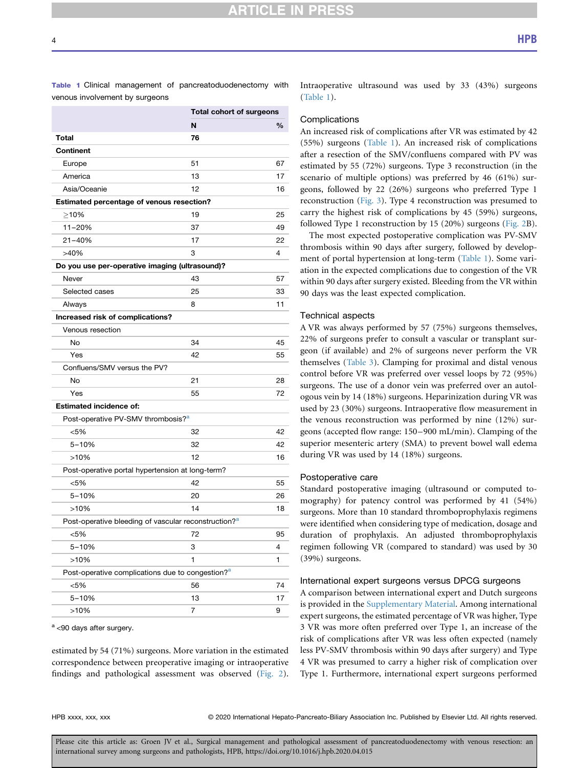**Table 1** Clinical management of pancreatoduodenectomy with venous involvement by surgeons

| | Total cohort of surgeons | |
|---|---|---|
| | N | % |
| **Total** | **76** | |
| **Continent** | | |
| Europe | 51 | 67 |
| America | 13 | 17 |
| Asia/Oceanie | 12 | 16 |
| **Estimated percentage of venous resection?** | | |
| ≥10% | 19 | 25 |
| 11–20% | 37 | 49 |
| 21–40% | 17 | 22 |
| >40% | 3 | 4 |
| **Do you use per-operative imaging (ultrasound)?** | | |
| Never | 43 | 57 |
| Selected cases | 25 | 33 |
| Always | 8 | 11 |
| **Increased risk of complications?** | | |
| Venous resection | | |
| No | 34 | 45 |
| Yes | 42 | 55 |
| Confluens/SMV versus the PV? | | |
| No | 21 | 28 |
| Yes | 55 | 72 |
| **Estimated incidence of:** | | |
| Post-operative PV-SMV thrombosis?[a] | | |
| <5% | 32 | 42 |
| 5–10% | 32 | 42 |
| >10% | 12 | 16 |
| Post-operative portal hypertension at long-term? | | |
| <5% | 42 | 55 |
| 5–10% | 20 | 26 |
| >10% | 14 | 18 |
| Post-operative bleeding of vascular reconstruction?[a] | | |
| <5% | 72 | 95 |
| 5–10% | 3 | 4 |
| >10% | 1 | 1 |
| Post-operative complications due to congestion?[a] | | |
| <5% | 56 | 74 |
| 5–10% | 13 | 17 |
| >10% | 7 | 9 |

[a] <90 days after surgery.

estimated by 54 (71%) surgeons. More variation in the estimated correspondence between preoperative imaging or intraoperative findings and pathological assessment was observed (Fig. 2). Intraoperative ultrasound was used by 33 (43%) surgeons (Table 1).

### Complications

An increased risk of complications after VR was estimated by 42 (55%) surgeons (Table 1). An increased risk of complications after a resection of the SMV/confluens compared with PV was estimated by 55 (72%) surgeons. Type 3 reconstruction (in the scenario of multiple options) was preferred by 46 (61%) surgeons, followed by 22 (26%) surgeons who preferred Type 1 reconstruction (Fig. 3). Type 4 reconstruction was presumed to carry the highest risk of complications by 45 (59%) surgeons, followed Type 1 reconstruction by 15 (20%) surgeons (Fig. 2B).

The most expected postoperative complication was PV-SMV thrombosis within 90 days after surgery, followed by development of portal hypertension at long-term (Table 1). Some variation in the expected complications due to congestion of the VR within 90 days after surgery existed. Bleeding from the VR within 90 days was the least expected complication.

### Technical aspects

A VR was always performed by 57 (75%) surgeons themselves, 22% of surgeons prefer to consult a vascular or transplant surgeon (if available) and 2% of surgeons never perform the VR themselves (Table 3). Clamping for proximal and distal venous control before VR was preferred over vessel loops by 72 (95%) surgeons. The use of a donor vein was preferred over an autologous vein by 14 (18%) surgeons. Heparinization during VR was used by 23 (30%) surgeons. Intraoperative flow measurement in the venous reconstruction was performed by nine (12%) surgeons (accepted flow range: 150–900 mL/min). Clamping of the superior mesenteric artery (SMA) to prevent bowel wall edema during VR was used by 14 (18%) surgeons.

### Postoperative care

Standard postoperative imaging (ultrasound or computed tomography) for patency control was performed by 41 (54%) surgeons. More than 10 standard thromboprophylaxis regimens were identified when considering type of medication, dosage and duration of prophylaxis. An adjusted thromboprophylaxis regimen following VR (compared to standard) was used by 30 (39%) surgeons.

### International expert surgeons versus DPCG surgeons

A comparison between international expert and Dutch surgeons is provided in the Supplementary Material. Among international expert surgeons, the estimated percentage of VR was higher, Type 3 VR was more often preferred over Type 1, an increase of the risk of complications after VR was less often expected (namely less PV-SMV thrombosis within 90 days after surgery) and Type 4 VR was presumed to carry a higher risk of complication over Type 1. Furthermore, international expert surgeons performed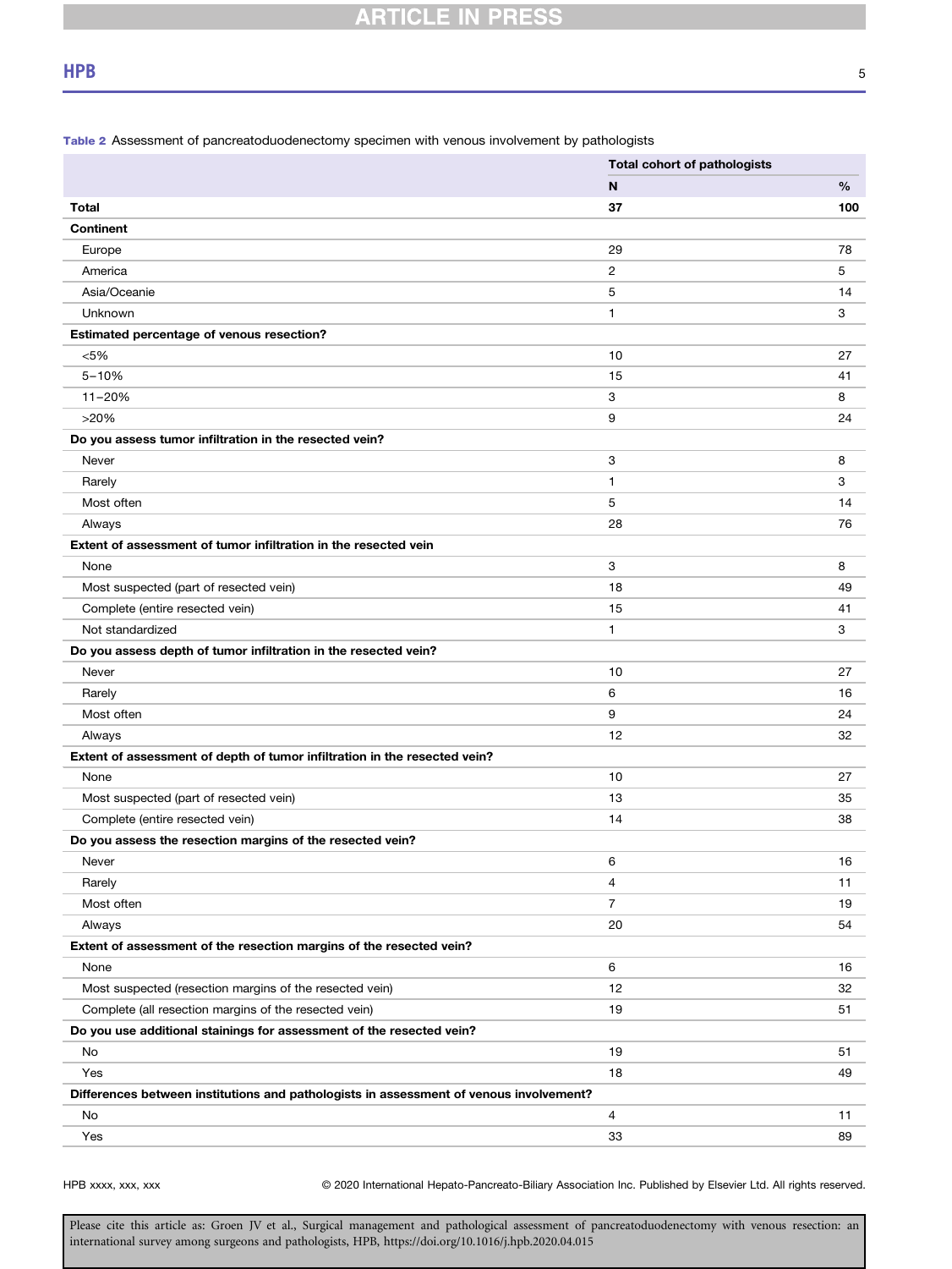**Table 2** Assessment of pancreatoduodenectomy specimen with venous involvement by pathologists

| | Total cohort of pathologists | |
|---|---|---|
| | **N** | **%** |
| **Total** | **37** | **100** |
| **Continent** | | |
| Europe | 29 | 78 |
| America | 2 | 5 |
| Asia/Oceanie | 5 | 14 |
| Unknown | 1 | 3 |
| **Estimated percentage of venous resection?** | | |
| <5% | 10 | 27 |
| 5–10% | 15 | 41 |
| 11–20% | 3 | 8 |
| >20% | 9 | 24 |
| **Do you assess tumor infiltration in the resected vein?** | | |
| Never | 3 | 8 |
| Rarely | 1 | 3 |
| Most often | 5 | 14 |
| Always | 28 | 76 |
| **Extent of assessment of tumor infiltration in the resected vein** | | |
| None | 3 | 8 |
| Most suspected (part of resected vein) | 18 | 49 |
| Complete (entire resected vein) | 15 | 41 |
| Not standardized | 1 | 3 |
| **Do you assess depth of tumor infiltration in the resected vein?** | | |
| Never | 10 | 27 |
| Rarely | 6 | 16 |
| Most often | 9 | 24 |
| Always | 12 | 32 |
| **Extent of assessment of depth of tumor infiltration in the resected vein?** | | |
| None | 10 | 27 |
| Most suspected (part of resected vein) | 13 | 35 |
| Complete (entire resected vein) | 14 | 38 |
| **Do you assess the resection margins of the resected vein?** | | |
| Never | 6 | 16 |
| Rarely | 4 | 11 |
| Most often | 7 | 19 |
| Always | 20 | 54 |
| **Extent of assessment of the resection margins of the resected vein?** | | |
| None | 6 | 16 |
| Most suspected (resection margins of the resected vein) | 12 | 32 |
| Complete (all resection margins of the resected vein) | 19 | 51 |
| **Do you use additional stainings for assessment of the resected vein?** | | |
| No | 19 | 51 |
| Yes | 18 | 49 |
| **Differences between institutions and pathologists in assessment of venous involvement?** | | |
| No | 4 | 11 |
| Yes | 33 | 89 |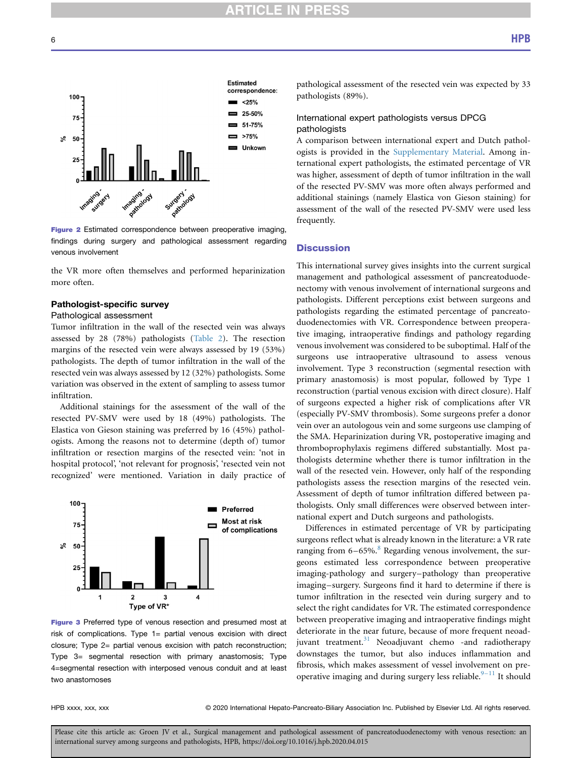Figure 2 Estimated correspondence between preoperative imaging, findings during surgery and pathological assessment regarding venous involvement

the VR more often themselves and performed heparinization more often.

### Pathologist-specific survey

#### Pathological assessment

Tumor infiltration in the wall of the resected vein was always assessed by 28 (78%) pathologists (Table 2). The resection margins of the resected vein were always assessed by 19 (53%) pathologists. The depth of tumor infiltration in the wall of the resected vein was always assessed by 12 (32%) pathologists. Some variation was observed in the extent of sampling to assess tumor infiltration.

Additional stainings for the assessment of the wall of the resected PV-SMV were used by 18 (49%) pathologists. The Elastica von Gieson staining was preferred by 16 (45%) pathologists. Among the reasons not to determine (depth of) tumor infiltration or resection margins of the resected vein: 'not in hospital protocol', 'not relevant for prognosis', 'resected vein not recognized' were mentioned. Variation in daily practice of pathological assessment of the resected vein was expected by 33 pathologists (89%).

Figure 3 Preferred type of venous resection and presumed most at risk of complications. Type 1= partial venous excision with direct closure; Type 2= partial venous excision with patch reconstruction; Type 3= segmental resection with primary anastomosis; Type 4=segmental resection with interposed venous conduit and at least two anastomoses

#### International expert pathologists versus DPCG pathologists

A comparison between international expert and Dutch pathologists is provided in the Supplementary Material. Among international expert pathologists, the estimated percentage of VR was higher, assessment of depth of tumor infiltration in the wall of the resected PV-SMV was more often always performed and additional stainings (namely Elastica von Gieson staining) for assessment of the wall of the resected PV-SMV were used less frequently.

## Discussion

This international survey gives insights into the current surgical management and pathological assessment of pancreatoduodenectomy with venous involvement of international surgeons and pathologists. Different perceptions exist between surgeons and pathologists regarding the estimated percentage of pancreatoduodenectomies with VR. Correspondence between preoperative imaging, intraoperative findings and pathology regarding venous involvement was considered to be suboptimal. Half of the surgeons use intraoperative ultrasound to assess venous involvement. Type 3 reconstruction (segmental resection with primary anastomosis) is most popular, followed by Type 1 reconstruction (partial venous excision with direct closure). Half of surgeons expected a higher risk of complications after VR (especially PV-SMV thrombosis). Some surgeons prefer a donor vein over an autologous vein and some surgeons use clamping of the SMA. Heparinization during VR, postoperative imaging and thromboprophylaxis regimens differed substantially. Most pathologists determine whether there is tumor infiltration in the wall of the resected vein. However, only half of the responding pathologists assess the resection margins of the resected vein. Assessment of depth of tumor infiltration differed between pathologists. Only small differences were observed between international expert and Dutch surgeons and pathologists.

Differences in estimated percentage of VR by participating surgeons reflect what is already known in the literature: a VR rate ranging from 6–65%.[8] Regarding venous involvement, the surgeons estimated less correspondence between preoperative imaging-pathology and surgery–pathology than preoperative imaging–surgery. Surgeons find it hard to determine if there is tumor infiltration in the resected vein during surgery and to select the right candidates for VR. The estimated correspondence between preoperative imaging and intraoperative findings might deteriorate in the near future, because of more frequent neoadjuvant treatment.[31] Neoadjuvant chemo -and radiotherapy downstages the tumor, but also induces inflammation and fibrosis, which makes assessment of vessel involvement on preoperative imaging and during surgery less reliable.[9–11] It should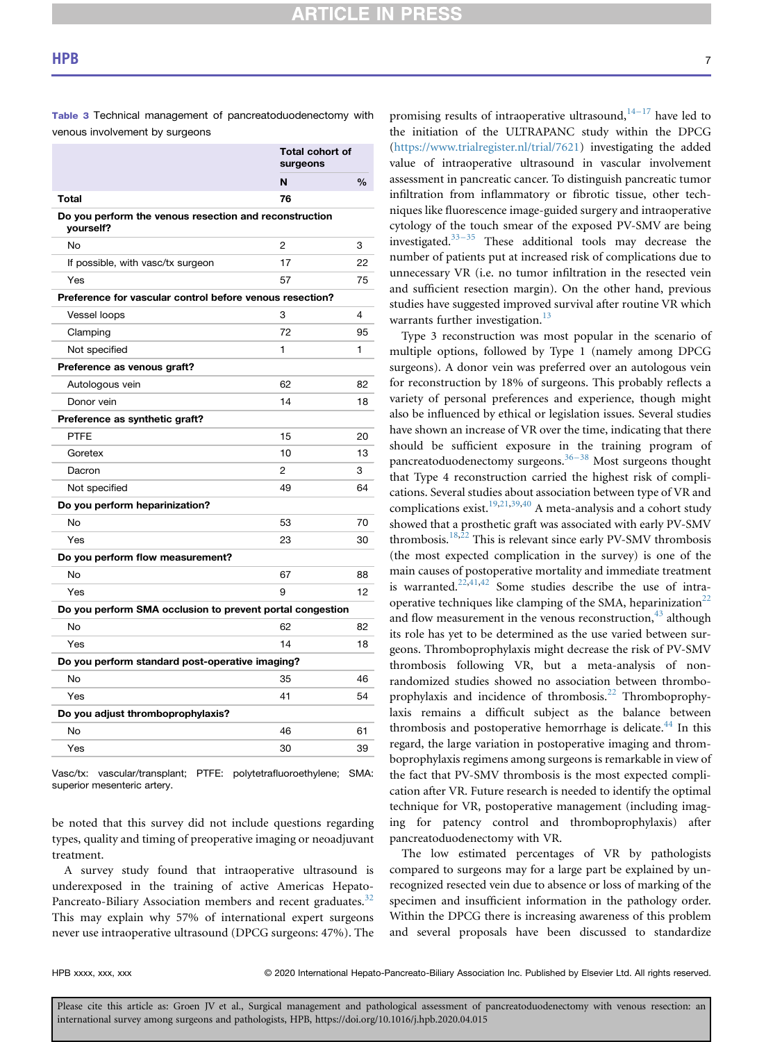**Table 3** Technical management of pancreatoduodenectomy with venous involvement by surgeons

| | Total cohort of surgeons | |
|---|---|---|
| | N | % |
| **Total** | 76 | |
| **Do you perform the venous resection and reconstruction yourself?** | | |
| No | 2 | 3 |
| If possible, with vasc/tx surgeon | 17 | 22 |
| Yes | 57 | 75 |
| **Preference for vascular control before venous resection?** | | |
| Vessel loops | 3 | 4 |
| Clamping | 72 | 95 |
| Not specified | 1 | 1 |
| **Preference as venous graft?** | | |
| Autologous vein | 62 | 82 |
| Donor vein | 14 | 18 |
| **Preference as synthetic graft?** | | |
| PTFE | 15 | 20 |
| Goretex | 10 | 13 |
| Dacron | 2 | 3 |
| Not specified | 49 | 64 |
| **Do you perform heparinization?** | | |
| No | 53 | 70 |
| Yes | 23 | 30 |
| **Do you perform flow measurement?** | | |
| No | 67 | 88 |
| Yes | 9 | 12 |
| **Do you perform SMA occlusion to prevent portal congestion** | | |
| No | 62 | 82 |
| Yes | 14 | 18 |
| **Do you perform standard post-operative imaging?** | | |
| No | 35 | 46 |
| Yes | 41 | 54 |
| **Do you adjust thromboprophylaxis?** | | |
| No | 46 | 61 |
| Yes | 30 | 39 |

Vasc/tx: vascular/transplant; PTFE: polytetrafluoroethylene; SMA: superior mesenteric artery.

be noted that this survey did not include questions regarding types, quality and timing of preoperative imaging or neoadjuvant treatment.

A survey study found that intraoperative ultrasound is underexposed in the training of active Americas Hepato-Pancreato-Biliary Association members and recent graduates.[32] This may explain why 57% of international expert surgeons never use intraoperative ultrasound (DPCG surgeons: 47%). The promising results of intraoperative ultrasound,[14–17] have led to the initiation of the ULTRAPANC study within the DPCG (https://www.trialregister.nl/trial/7621) investigating the added value of intraoperative ultrasound in vascular involvement assessment in pancreatic cancer. To distinguish pancreatic tumor infiltration from inflammatory or fibrotic tissue, other techniques like fluorescence image-guided surgery and intraoperative cytology of the touch smear of the exposed PV-SMV are being investigated.[33–35] These additional tools may decrease the number of patients put at increased risk of complications due to unnecessary VR (i.e. no tumor infiltration in the resected vein and sufficient resection margin). On the other hand, previous studies have suggested improved survival after routine VR which warrants further investigation.[13]

Type 3 reconstruction was most popular in the scenario of multiple options, followed by Type 1 (namely among DPCG surgeons). A donor vein was preferred over an autologous vein for reconstruction by 18% of surgeons. This probably reflects a variety of personal preferences and experience, though might also be influenced by ethical or legislation issues. Several studies have shown an increase of VR over the time, indicating that there should be sufficient exposure in the training program of pancreatoduodenectomy surgeons.[36–38] Most surgeons thought that Type 4 reconstruction carried the highest risk of complications. Several studies about association between type of VR and complications exist.[19,21,39,40] A meta-analysis and a cohort study showed that a prosthetic graft was associated with early PV-SMV thrombosis.[18,22] This is relevant since early PV-SMV thrombosis (the most expected complication in the survey) is one of the main causes of postoperative mortality and immediate treatment is warranted.[22,41,42] Some studies describe the use of intraoperative techniques like clamping of the SMA, heparinization[22] and flow measurement in the venous reconstruction,[43] although its role has yet to be determined as the use varied between surgeons. Thromboprophylaxis might decrease the risk of PV-SMV thrombosis following VR, but a meta-analysis of non-randomized studies showed no association between thromboprophylaxis and incidence of thrombosis.[22] Thromboprophylaxis remains a difficult subject as the balance between thrombosis and postoperative hemorrhage is delicate.[44] In this regard, the large variation in postoperative imaging and thromboprophylaxis regimens among surgeons is remarkable in view of the fact that PV-SMV thrombosis is the most expected complication after VR. Future research is needed to identify the optimal technique for VR, postoperative management (including imaging for patency control and thromboprophylaxis) after pancreatoduodenectomy with VR.

The low estimated percentages of VR by pathologists compared to surgeons may for a large part be explained by unrecognized resected vein due to absence or loss of marking of the specimen and insufficient information in the pathology order. Within the DPCG there is increasing awareness of this problem and several proposals have been discussed to standardize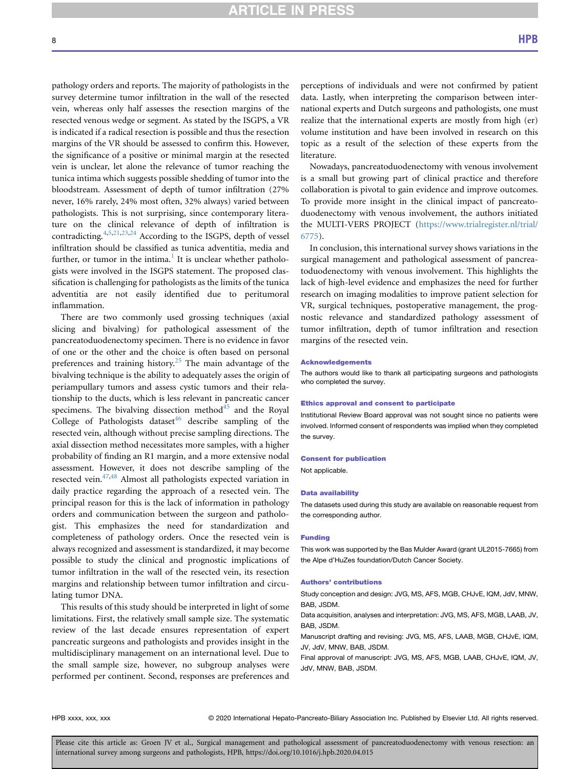pathology orders and reports. The majority of pathologists in the survey determine tumor infiltration in the wall of the resected vein, whereas only half assesses the resection margins of the resected venous wedge or segment. As stated by the ISGPS, a VR is indicated if a radical resection is possible and thus the resection margins of the VR should be assessed to confirm this. However, the significance of a positive or minimal margin at the resected vein is unclear, let alone the relevance of tumor reaching the tunica intima which suggests possible shedding of tumor into the bloodstream. Assessment of depth of tumor infiltration (27% never, 16% rarely, 24% most often, 32% always) varied between pathologists. This is not surprising, since contemporary literature on the clinical relevance of depth of infiltration is contradicting.[4,5,21,23,24] According to the ISGPS, depth of vessel infiltration should be classified as tunica adventitia, media and further, or tumor in the intima.[1] It is unclear whether pathologists were involved in the ISGPS statement. The proposed classification is challenging for pathologists as the limits of the tunica adventitia are not easily identified due to peritumoral inflammation.

There are two commonly used grossing techniques (axial slicing and bivalving) for pathological assessment of the pancreatoduodenectomy specimen. There is no evidence in favor of one or the other and the choice is often based on personal preferences and training history.[25] The main advantage of the bivalving technique is the ability to adequately asses the origin of periampullary tumors and assess cystic tumors and their relationship to the ducts, which is less relevant in pancreatic cancer specimens. The bivalving dissection method[45] and the Royal College of Pathologists dataset[46] describe sampling of the resected vein, although without precise sampling directions. The axial dissection method necessitates more samples, with a higher probability of finding an R1 margin, and a more extensive nodal assessment. However, it does not describe sampling of the resected vein.[47,48] Almost all pathologists expected variation in daily practice regarding the approach of a resected vein. The principal reason for this is the lack of information in pathology orders and communication between the surgeon and pathologist. This emphasizes the need for standardization and completeness of pathology orders. Once the resected vein is always recognized and assessment is standardized, it may become possible to study the clinical and prognostic implications of tumor infiltration in the wall of the resected vein, its resection margins and relationship between tumor infiltration and circulating tumor DNA.

This results of this study should be interpreted in light of some limitations. First, the relatively small sample size. The systematic review of the last decade ensures representation of expert pancreatic surgeons and pathologists and provides insight in the multidisciplinary management on an international level. Due to the small sample size, however, no subgroup analyses were performed per continent. Second, responses are preferences and perceptions of individuals and were not confirmed by patient data. Lastly, when interpreting the comparison between international experts and Dutch surgeons and pathologists, one must realize that the international experts are mostly from high (er) volume institution and have been involved in research on this topic as a result of the selection of these experts from the literature.

Nowadays, pancreatoduodenectomy with venous involvement is a small but growing part of clinical practice and therefore collaboration is pivotal to gain evidence and improve outcomes. To provide more insight in the clinical impact of pancreatoduodenectomy with venous involvement, the authors initiated the MULTI-VERS PROJECT (https://www.trialregister.nl/trial/6775).

In conclusion, this international survey shows variations in the surgical management and pathological assessment of pancreatoduodenectomy with venous involvement. This highlights the lack of high-level evidence and emphasizes the need for further research on imaging modalities to improve patient selection for VR, surgical techniques, postoperative management, the prognostic relevance and standardized pathology assessment of tumor infiltration, depth of tumor infiltration and resection margins of the resected vein.

## Acknowledgements

The authors would like to thank all participating surgeons and pathologists who completed the survey.

## Ethics approval and consent to participate

Institutional Review Board approval was not sought since no patients were involved. Informed consent of respondents was implied when they completed the survey.

## Consent for publication

Not applicable.

## Data availability

The datasets used during this study are available on reasonable request from the corresponding author.

## Funding

This work was supported by the Bas Mulder Award (grant UL2015-7665) from the Alpe d'HuZes foundation/Dutch Cancer Society.

## Authors' contributions

Study conception and design: JVG, MS, AFS, MGB, CHJvE, IQM, JdV, MNW, BAB, JSDM.

Data acquisition, analyses and interpretation: JVG, MS, AFS, MGB, LAAB, JV, BAB, JSDM.

Manuscript drafting and revising: JVG, MS, AFS, LAAB, MGB, CHJvE, IQM, JV, JdV, MNW, BAB, JSDM.

Final approval of manuscript: JVG, MS, AFS, MGB, LAAB, CHJvE, IQM, JV, JdV, MNW, BAB, JSDM.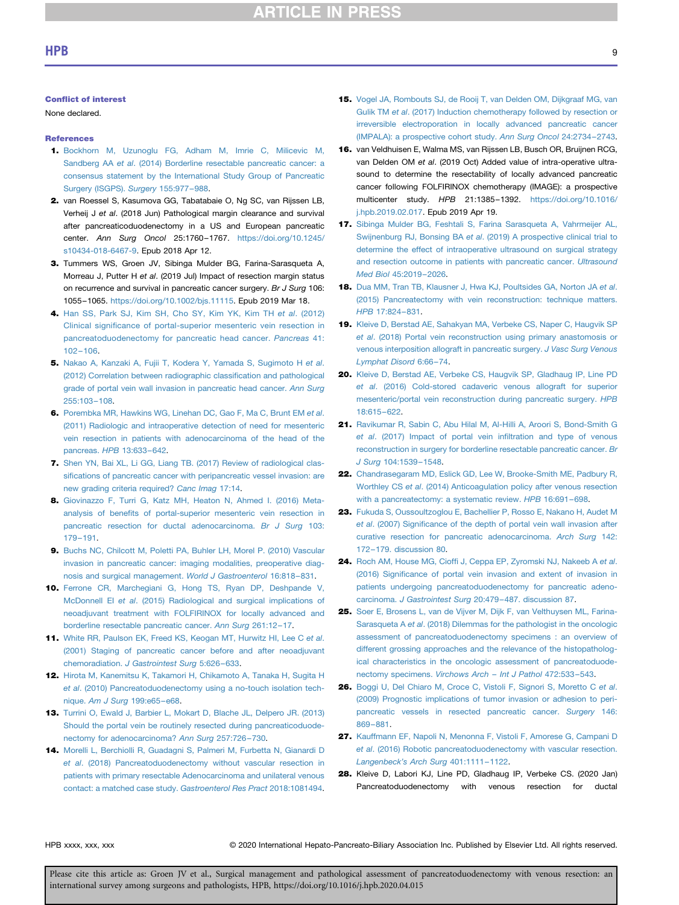## Conflict of interest

None declared.

## References

1. Bockhorn M, Uzunoglu FG, Adham M, Imrie C, Milicevic M, Sandberg AA *et al*. (2014) Borderline resectable pancreatic cancer: a consensus statement by the International Study Group of Pancreatic Surgery (ISGPS). *Surgery* 155:977–988.
2. van Roessel S, Kasumova GG, Tabatabaie O, Ng SC, van Rijssen LB, Verheij J *et al*. (2018 Jun) Pathological margin clearance and survival after pancreaticoduodenectomy in a US and European pancreatic center. *Ann Surg Oncol* 25:1760–1767. https://doi.org/10.1245/s10434-018-6467-9. Epub 2018 Apr 12.
3. Tummers WS, Groen JV, Sibinga Mulder BG, Farina-Sarasqueta A, Morreau J, Putter H *et al*. (2019 Jul) Impact of resection margin status on recurrence and survival in pancreatic cancer surgery. *Br J Surg* 106: 1055–1065. https://doi.org/10.1002/bjs.11115. Epub 2019 Mar 18.
4. Han SS, Park SJ, Kim SH, Cho SY, Kim YK, Kim TH *et al*. (2012) Clinical significance of portal-superior mesenteric vein resection in pancreatoduodenectomy for pancreatic head cancer. *Pancreas* 41: 102–106.
5. Nakao A, Kanzaki A, Fujii T, Kodera Y, Yamada S, Sugimoto H *et al*. (2012) Correlation between radiographic classification and pathological grade of portal vein wall invasion in pancreatic head cancer. *Ann Surg* 255:103–108.
6. Porembka MR, Hawkins WG, Linehan DC, Gao F, Ma C, Brunt EM *et al*. (2011) Radiologic and intraoperative detection of need for mesenteric vein resection in patients with adenocarcinoma of the head of the pancreas. *HPB* 13:633–642.
7. Shen YN, Bai XL, Li GG, Liang TB. (2017) Review of radiological classifications of pancreatic cancer with peripancreatic vessel invasion: are new grading criteria required? *Canc Imag* 17:14.
8. Giovinazzo F, Turri G, Katz MH, Heaton N, Ahmed I. (2016) Meta-analysis of benefits of portal-superior mesenteric vein resection in pancreatic resection for ductal adenocarcinoma. *Br J Surg* 103: 179–191.
9. Buchs NC, Chilcott M, Poletti PA, Buhler LH, Morel P. (2010) Vascular invasion in pancreatic cancer: imaging modalities, preoperative diagnosis and surgical management. *World J Gastroenterol* 16:818–831.
10. Ferrone CR, Marchegiani G, Hong TS, Ryan DP, Deshpande V, McDonnell EI *et al*. (2015) Radiological and surgical implications of neoadjuvant treatment with FOLFIRINOX for locally advanced and borderline resectable pancreatic cancer. *Ann Surg* 261:12–17.
11. White RR, Paulson EK, Freed KS, Keogan MT, Hurwitz HI, Lee C *et al*. (2001) Staging of pancreatic cancer before and after neoadjuvant chemoradiation. *J Gastrointest Surg* 5:626–633.
12. Hirota M, Kanemitsu K, Takamori H, Chikamoto A, Tanaka H, Sugita H *et al*. (2010) Pancreatoduodenectomy using a no-touch isolation technique. *Am J Surg* 199:e65–e68.
13. Turrini O, Ewald J, Barbier L, Mokart D, Blache JL, Delpero JR. (2013) Should the portal vein be routinely resected during pancreaticoduodenectomy for adenocarcinoma? *Ann Surg* 257:726–730.
14. Morelli L, Berchiolli R, Guadagni S, Palmeri M, Furbetta N, Gianardi D *et al*. (2018) Pancreatoduodenectomy without vascular resection in patients with primary resectable Adenocarcinoma and unilateral venous contact: a matched case study. *Gastroenterol Res Pract* 2018:1081494.
15. Vogel JA, Rombouts SJ, de Rooij T, van Delden OM, Dijkgraaf MG, van Gulik TM *et al*. (2017) Induction chemotherapy followed by resection or irreversible electroporation in locally advanced pancreatic cancer (IMPALA): a prospective cohort study. *Ann Surg Oncol* 24:2734–2743.
16. van Veldhuisen E, Walma MS, van Rijssen LB, Busch OR, Bruijnen RCG, van Delden OM *et al*. (2019 Oct) Added value of intra-operative ultrasound to determine the resectability of locally advanced pancreatic cancer following FOLFIRINOX chemotherapy (IMAGE): a prospective multicenter study. *HPB* 21:1385–1392. https://doi.org/10.1016/j.hpb.2019.02.017. Epub 2019 Apr 19.
17. Sibinga Mulder BG, Feshtali S, Farina Sarasqueta A, Vahrmeijer AL, Swijnenburg RJ, Bonsing BA *et al*. (2019) A prospective clinical trial to determine the effect of intraoperative ultrasound on surgical strategy and resection outcome in patients with pancreatic cancer. *Ultrasound Med Biol* 45:2019–2026.
18. Dua MM, Tran TB, Klausner J, Hwa KJ, Poultsides GA, Norton JA *et al*. (2015) Pancreatectomy with vein reconstruction: technique matters. *HPB* 17:824–831.
19. Kleive D, Berstad AE, Sahakyan MA, Verbeke CS, Naper C, Haugvik SP *et al*. (2018) Portal vein reconstruction using primary anastomosis or venous interposition allograft in pancreatic surgery. *J Vasc Surg Venous Lymphat Disord* 6:66–74.
20. Kleive D, Berstad AE, Verbeke CS, Haugvik SP, Gladhaug IP, Line PD *et al*. (2016) Cold-stored cadaveric venous allograft for superior mesenteric/portal vein reconstruction during pancreatic surgery. *HPB* 18:615–622.
21. Ravikumar R, Sabin C, Abu Hilal M, Al-Hilli A, Aroori S, Bond-Smith G *et al*. (2017) Impact of portal vein infiltration and type of venous reconstruction in surgery for borderline resectable pancreatic cancer. *Br J Surg* 104:1539–1548.
22. Chandrasegaram MD, Eslick GD, Lee W, Brooke-Smith ME, Padbury R, Worthley CS *et al*. (2014) Anticoagulation policy after venous resection with a pancreatectomy: a systematic review. *HPB* 16:691–698.
23. Fukuda S, Oussoultzoglou E, Bachellier P, Rosso E, Nakano H, Audet M *et al*. (2007) Significance of the depth of portal vein wall invasion after curative resection for pancreatic adenocarcinoma. *Arch Surg* 142: 172–179. discussion 80.
24. Roch AM, House MG, Cioffi J, Ceppa EP, Zyromski NJ, Nakeeb A *et al*. (2016) Significance of portal vein invasion and extent of invasion in patients undergoing pancreatoduodenectomy for pancreatic adenocarcinoma. *J Gastrointest Surg* 20:479–487. discussion 87.
25. Soer E, Brosens L, van de Vijver M, Dijk F, van Velthuysen ML, Farina-Sarasqueta A *et al*. (2018) Dilemmas for the pathologist in the oncologic assessment of pancreatoduodenectomy specimens : an overview of different grossing approaches and the relevance of the histopathological characteristics in the oncologic assessment of pancreatoduodenectomy specimens. *Virchows Arch – Int J Pathol* 472:533–543.
26. Boggi U, Del Chiaro M, Croce C, Vistoli F, Signori S, Moretto C *et al*. (2009) Prognostic implications of tumor invasion or adhesion to peripancreatic vessels in resected pancreatic cancer. *Surgery* 146: 869–881.
27. Kauffmann EF, Napoli N, Menonna F, Vistoli F, Amorese G, Campani D *et al*. (2016) Robotic pancreatoduodenectomy with vascular resection. *Langenbeck's Arch Surg* 401:1111–1122.
28. Kleive D, Labori KJ, Line PD, Gladhaug IP, Verbeke CS. (2020 Jan) Pancreatoduodenectomy with venous resection for ductal

Please cite this article as: Groen JV et al., Surgical management and pathological assessment of pancreatoduodenectomy with venous resection: an international survey among surgeons and pathologists, HPB, https://doi.org/10.1016/j.hpb.2020.04.015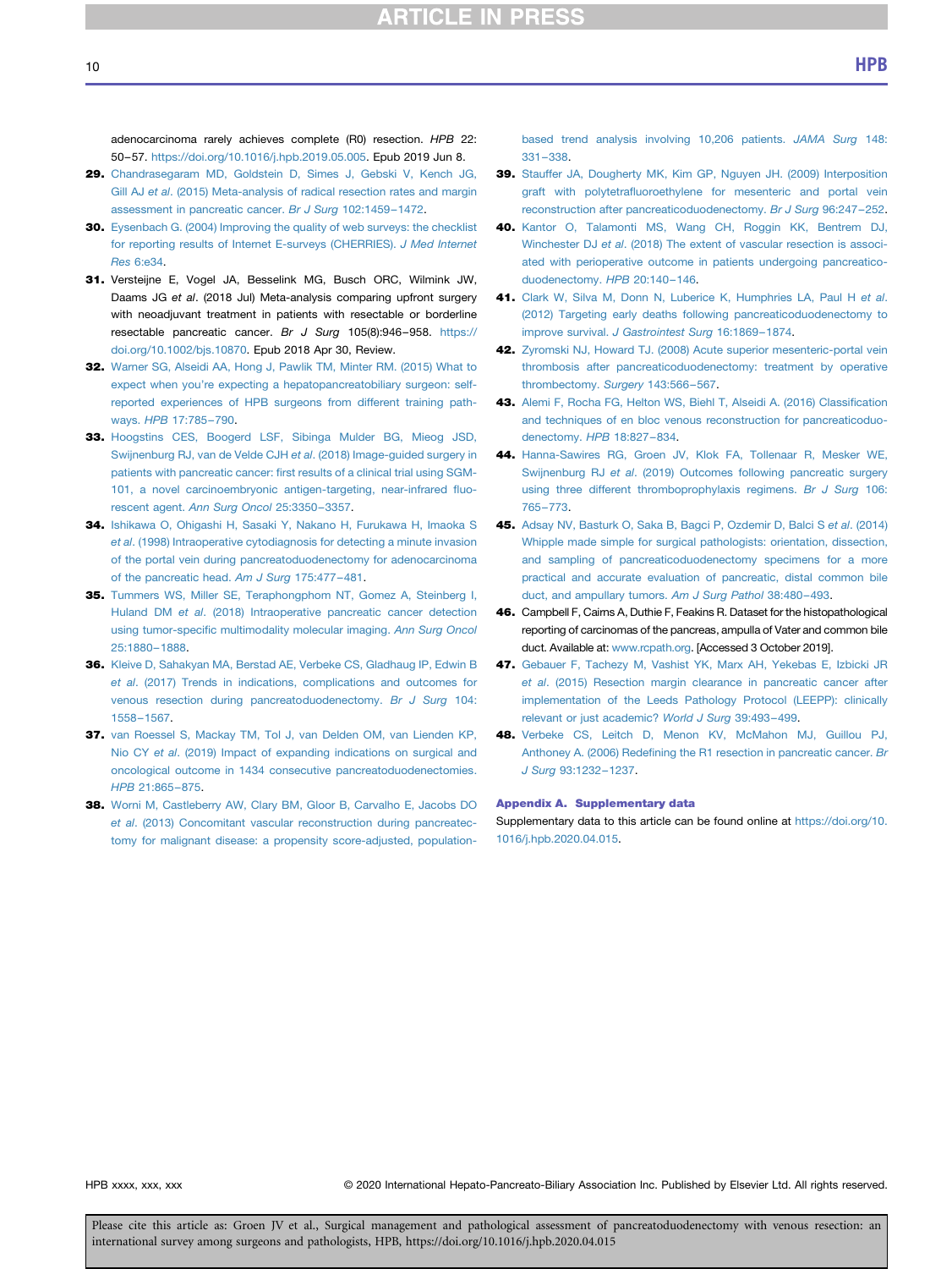adenocarcinoma rarely achieves complete (R0) resection. *HPB* 22: 50–57. https://doi.org/10.1016/j.hpb.2019.05.005. Epub 2019 Jun 8.

29. Chandrasegaram MD, Goldstein D, Simes J, Gebski V, Kench JG, Gill AJ *et al*. (2015) Meta-analysis of radical resection rates and margin assessment in pancreatic cancer. *Br J Surg* 102:1459–1472.
30. Eysenbach G. (2004) Improving the quality of web surveys: the checklist for reporting results of Internet E-surveys (CHERRIES). *J Med Internet Res* 6:e34.
31. Versteijne E, Vogel JA, Besselink MG, Busch ORC, Wilmink JW, Daams JG *et al*. (2018 Jul) Meta-analysis comparing upfront surgery with neoadjuvant treatment in patients with resectable or borderline resectable pancreatic cancer. *Br J Surg* 105(8):946–958. https://doi.org/10.1002/bjs.10870. Epub 2018 Apr 30, Review.
32. Warner SG, Alseidi AA, Hong J, Pawlik TM, Minter RM. (2015) What to expect when you're expecting a hepatopancreatobiliary surgeon: self-reported experiences of HPB surgeons from different training pathways. *HPB* 17:785–790.
33. Hoogstins CES, Boogerd LSF, Sibinga Mulder BG, Mieog JSD, Swijnenburg RJ, van de Velde CJH *et al*. (2018) Image-guided surgery in patients with pancreatic cancer: first results of a clinical trial using SGM-101, a novel carcinoembryonic antigen-targeting, near-infrared fluorescent agent. *Ann Surg Oncol* 25:3350–3357.
34. Ishikawa O, Ohigashi H, Sasaki Y, Nakano H, Furukawa H, Imaoka S *et al*. (1998) Intraoperative cytodiagnosis for detecting a minute invasion of the portal vein during pancreatoduodenectomy for adenocarcinoma of the pancreatic head. *Am J Surg* 175:477–481.
35. Tummers WS, Miller SE, Teraphongphom NT, Gomez A, Steinberg I, Huland DM *et al*. (2018) Intraoperative pancreatic cancer detection using tumor-specific multimodality molecular imaging. *Ann Surg Oncol* 25:1880–1888.
36. Kleive D, Sahakyan MA, Berstad AE, Verbeke CS, Gladhaug IP, Edwin B *et al*. (2017) Trends in indications, complications and outcomes for venous resection during pancreatoduodenectomy. *Br J Surg* 104: 1558–1567.
37. van Roessel S, Mackay TM, Tol J, van Delden OM, van Lienden KP, Nio CY *et al*. (2019) Impact of expanding indications on surgical and oncological outcome in 1434 consecutive pancreatoduodenectomies. *HPB* 21:865–875.
38. Worni M, Castleberry AW, Clary BM, Gloor B, Carvalho E, Jacobs DO *et al*. (2013) Concomitant vascular reconstruction during pancreatectomy for malignant disease: a propensity score-adjusted, population-based trend analysis involving 10,206 patients. *JAMA Surg* 148: 331–338.
39. Stauffer JA, Dougherty MK, Kim GP, Nguyen JH. (2009) Interposition graft with polytetrafluoroethylene for mesenteric and portal vein reconstruction after pancreaticoduodenectomy. *Br J Surg* 96:247–252.
40. Kantor O, Talamonti MS, Wang CH, Roggin KK, Bentrem DJ, Winchester DJ *et al*. (2018) The extent of vascular resection is associated with perioperative outcome in patients undergoing pancreaticoduodenectomy. *HPB* 20:140–146.
41. Clark W, Silva M, Donn N, Luberice K, Humphries LA, Paul H *et al*. (2012) Targeting early deaths following pancreaticoduodenectomy to improve survival. *J Gastrointest Surg* 16:1869–1874.
42. Zyromski NJ, Howard TJ. (2008) Acute superior mesenteric-portal vein thrombosis after pancreaticoduodenectomy: treatment by operative thrombectomy. *Surgery* 143:566–567.
43. Alemi F, Rocha FG, Helton WS, Biehl T, Alseidi A. (2016) Classification and techniques of en bloc venous reconstruction for pancreaticoduodenectomy. *HPB* 18:827–834.
44. Hanna-Sawires RG, Groen JV, Klok FA, Tollenaar R, Mesker WE, Swijnenburg RJ *et al*. (2019) Outcomes following pancreatic surgery using three different thromboprophylaxis regimens. *Br J Surg* 106: 765–773.
45. Adsay NV, Basturk O, Saka B, Bagci P, Ozdemir D, Balci S *et al*. (2014) Whipple made simple for surgical pathologists: orientation, dissection, and sampling of pancreaticoduodenectomy specimens for a more practical and accurate evaluation of pancreatic, distal common bile duct, and ampullary tumors. *Am J Surg Pathol* 38:480–493.
46. Campbell F, Cairns A, Duthie F, Feakins R. Dataset for the histopathological reporting of carcinomas of the pancreas, ampulla of Vater and common bile duct. Available at: www.rcpath.org. [Accessed 3 October 2019].
47. Gebauer F, Tachezy M, Vashist YK, Marx AH, Yekebas E, Izbicki JR *et al*. (2015) Resection margin clearance in pancreatic cancer after implementation of the Leeds Pathology Protocol (LEEPP): clinically relevant or just academic? *World J Surg* 39:493–499.
48. Verbeke CS, Leitch D, Menon KV, McMahon MJ, Guillou PJ, Anthoney A. (2006) Redefining the R1 resection in pancreatic cancer. *Br J Surg* 93:1232–1237.

## Appendix A. Supplementary data

Supplementary data to this article can be found online at https://doi.org/10.1016/j.hpb.2020.04.015.